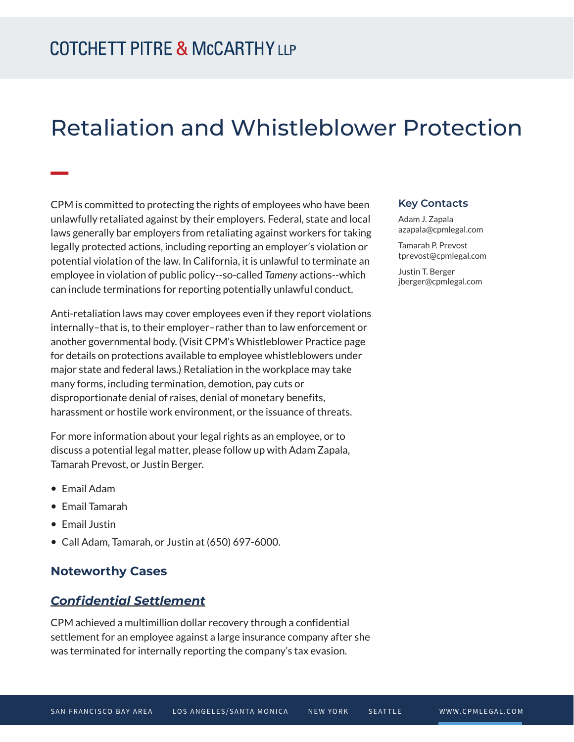# Retaliation and Whistleblower Protection

CPM is committed to protecting the rights of employees who have been unlawfully retaliated against by their employers. Federal, state and local laws generally bar employers from retaliating against workers for taking legally protected actions, including reporting an employer's violation or potential violation of the law. In California, it is unlawful to terminate an employee in violation of public policy--so-called *Tameny* actions--which can include terminations for reporting potentially unlawful conduct.

Anti-retaliation laws may cover employees even if they report violations internally–that is, to their employer–rather than to law enforcement or another governmental body. (Visit CPM's Whistleblower Practice page for details on protections available to employee whistleblowers under major state and federal laws.) Retaliation in the workplace may take many forms, including termination, demotion, pay cuts or disproportionate denial of raises, denial of monetary benefits, harassment or hostile work environment, or the issuance of threats.

For more information about your legal rights as an employee, or to discuss a potential legal matter, please follow up with Adam Zapala, Tamarah Prevost, or Justin Berger.

- Email Adam
- Email Tamarah
- Email Justin
- Call Adam, Tamarah, or Justin at (650) 697-6000.

### Key Contacts

Adam J. Zapala
azapala@cpmlegal.com

Tamarah P. Prevost
tprevost@cpmlegal.com

Justin T. Berger
jberger@cpmlegal.com

## Noteworthy Cases

### *Confidential Settlement*

CPM achieved a multimillion dollar recovery through a confidential settlement for an employee against a large insurance company after she was terminated for internally reporting the company's tax evasion.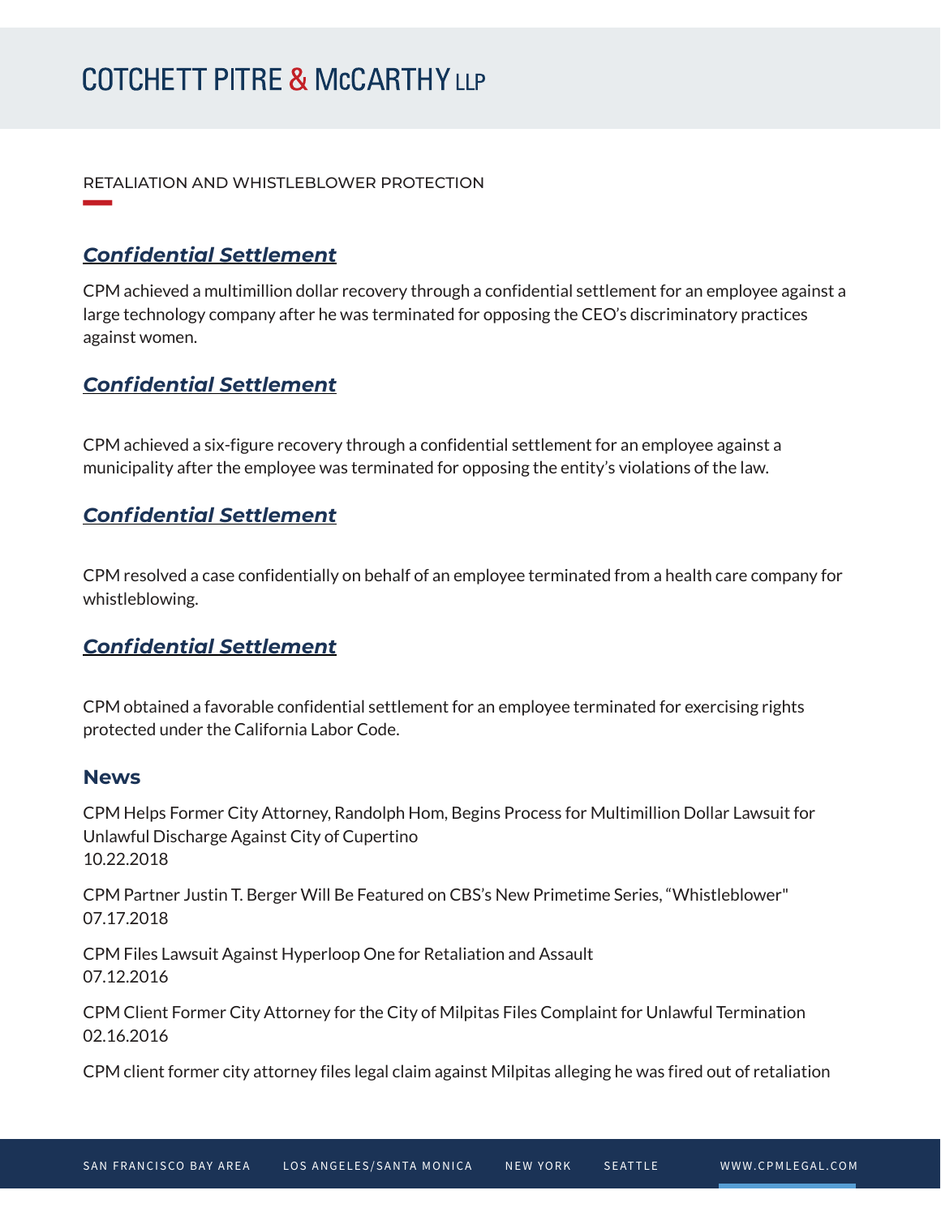RETALIATION AND WHISTLEBLOWER PROTECTION

## ***Confidential Settlement***

CPM achieved a multimillion dollar recovery through a confidential settlement for an employee against a large technology company after he was terminated for opposing the CEO's discriminatory practices against women.

## ***Confidential Settlement***

CPM achieved a six-figure recovery through a confidential settlement for an employee against a municipality after the employee was terminated for opposing the entity's violations of the law.

## ***Confidential Settlement***

CPM resolved a case confidentially on behalf of an employee terminated from a health care company for whistleblowing.

## ***Confidential Settlement***

CPM obtained a favorable confidential settlement for an employee terminated for exercising rights protected under the California Labor Code.

### News

CPM Helps Former City Attorney, Randolph Hom, Begins Process for Multimillion Dollar Lawsuit for Unlawful Discharge Against City of Cupertino
10.22.2018

CPM Partner Justin T. Berger Will Be Featured on CBS's New Primetime Series, "Whistleblower"
07.17.2018

CPM Files Lawsuit Against Hyperloop One for Retaliation and Assault
07.12.2016

CPM Client Former City Attorney for the City of Milpitas Files Complaint for Unlawful Termination
02.16.2016

CPM client former city attorney files legal claim against Milpitas alleging he was fired out of retaliation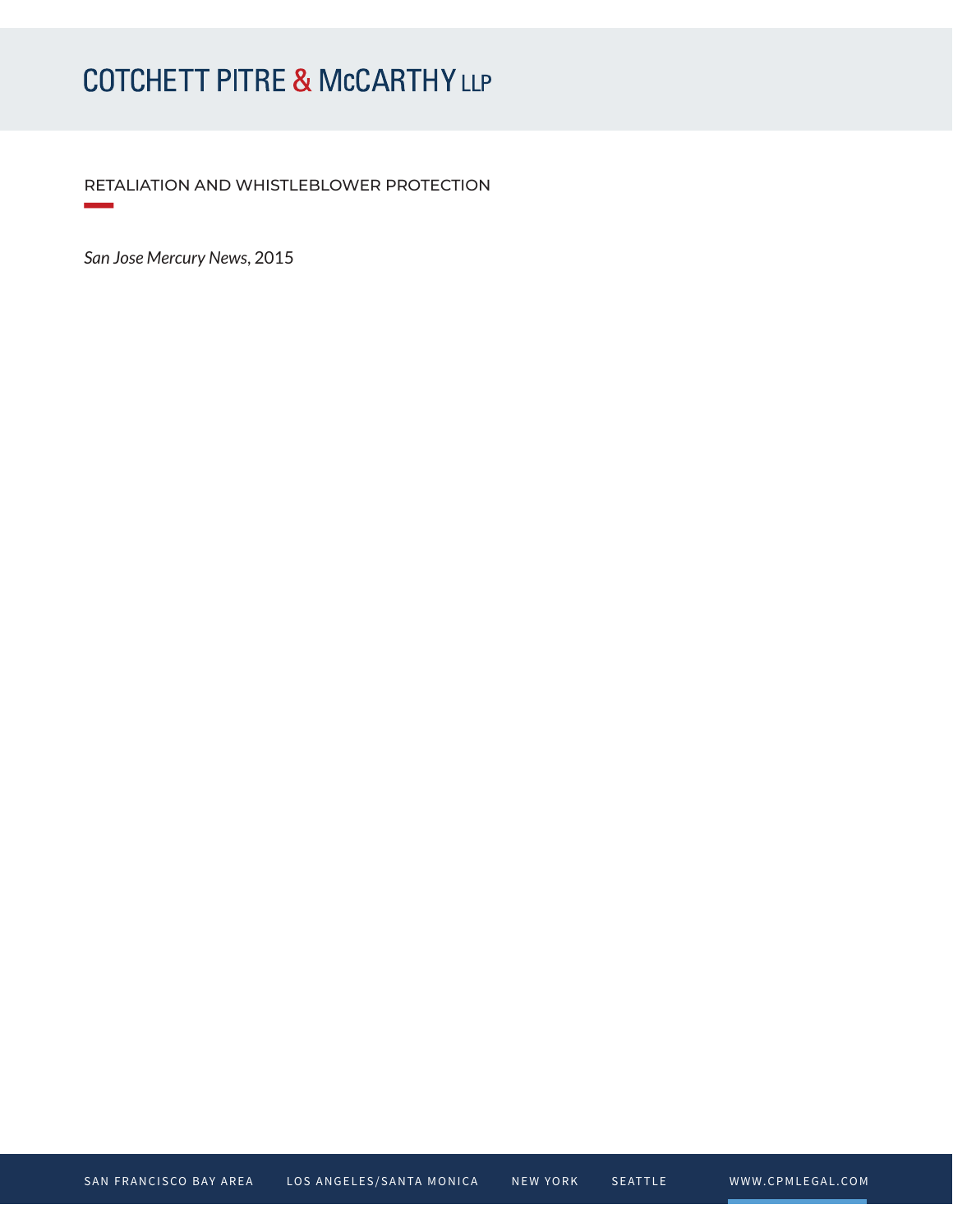RETALIATION AND WHISTLEBLOWER PROTECTION

*San Jose Mercury News*, 2015